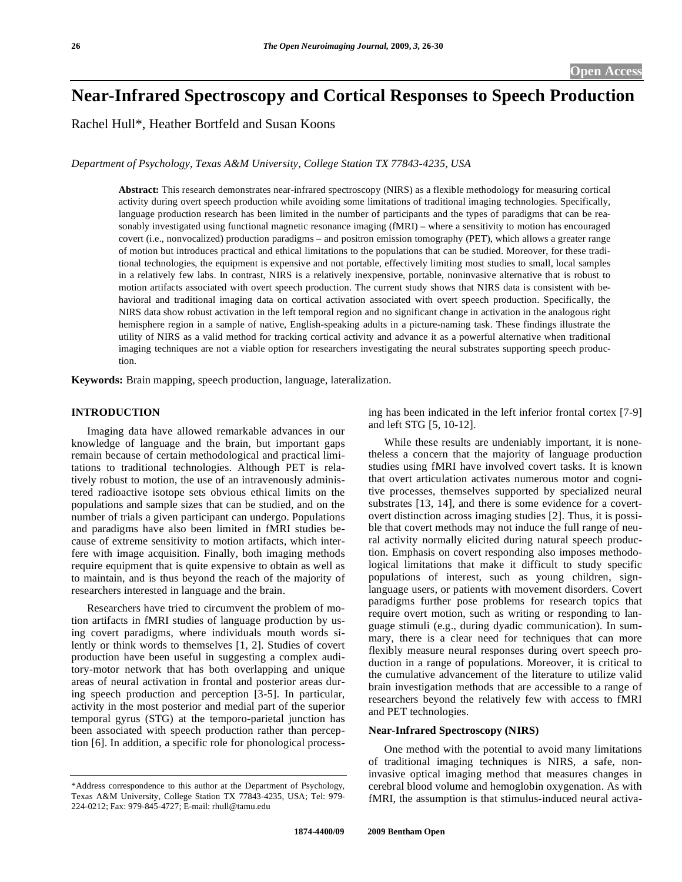# Near-Infrared Spectroscopy and Cortical Responses to Speech Production

Rachel Hull*, Heather Bortfeld and Susan Koons

*Department of Psychology, Texas A&M University, College Station TX 77843-4235, USA*

**Abstract:** This research demonstrates near-infrared spectroscopy (NIRS) as a flexible methodology for measuring cortical activity during overt speech production while avoiding some limitations of traditional imaging technologies. Specifically, language production research has been limited in the number of participants and the types of paradigms that can be reasonably investigated using functional magnetic resonance imaging (fMRI) – where a sensitivity to motion has encouraged covert (i.e., nonvocalized) production paradigms – and positron emission tomography (PET), which allows a greater range of motion but introduces practical and ethical limitations to the populations that can be studied. Moreover, for these traditional technologies, the equipment is expensive and not portable, effectively limiting most studies to small, local samples in a relatively few labs. In contrast, NIRS is a relatively inexpensive, portable, noninvasive alternative that is robust to motion artifacts associated with overt speech production. The current study shows that NIRS data is consistent with behavioral and traditional imaging data on cortical activation associated with overt speech production. Specifically, the NIRS data show robust activation in the left temporal region and no significant change in activation in the analogous right hemisphere region in a sample of native, English-speaking adults in a picture-naming task. These findings illustrate the utility of NIRS as a valid method for tracking cortical activity and advance it as a powerful alternative when traditional imaging techniques are not a viable option for researchers investigating the neural substrates supporting speech production.

**Keywords:** Brain mapping, speech production, language, lateralization.

## INTRODUCTION

Imaging data have allowed remarkable advances in our knowledge of language and the brain, but important gaps remain because of certain methodological and practical limitations to traditional technologies. Although PET is relatively robust to motion, the use of an intravenously administered radioactive isotope sets obvious ethical limits on the populations and sample sizes that can be studied, and on the number of trials a given participant can undergo. Populations and paradigms have also been limited in fMRI studies because of extreme sensitivity to motion artifacts, which interfere with image acquisition. Finally, both imaging methods require equipment that is quite expensive to obtain as well as to maintain, and is thus beyond the reach of the majority of researchers interested in language and the brain.

Researchers have tried to circumvent the problem of motion artifacts in fMRI studies of language production by using covert paradigms, where individuals mouth words silently or think words to themselves [1, 2]. Studies of covert production have been useful in suggesting a complex auditory-motor network that has both overlapping and unique areas of neural activation in frontal and posterior areas during speech production and perception [3-5]. In particular, activity in the most posterior and medial part of the superior temporal gyrus (STG) at the temporo-parietal junction has been associated with speech production rather than perception [6]. In addition, a specific role for phonological processing has been indicated in the left inferior frontal cortex [7-9] and left STG [5, 10-12].

While these results are undeniably important, it is nonetheless a concern that the majority of language production studies using fMRI have involved covert tasks. It is known that overt articulation activates numerous motor and cognitive processes, themselves supported by specialized neural substrates [13, 14], and there is some evidence for a covert-overt distinction across imaging studies [2]. Thus, it is possible that covert methods may not induce the full range of neural activity normally elicited during natural speech production. Emphasis on covert responding also imposes methodological limitations that make it difficult to study specific populations of interest, such as young children, sign-language users, or patients with movement disorders. Covert paradigms further pose problems for research topics that require overt motion, such as writing or responding to language stimuli (e.g., during dyadic communication). In summary, there is a clear need for techniques that can more flexibly measure neural responses during overt speech production in a range of populations. Moreover, it is critical to the cumulative advancement of the literature to utilize valid brain investigation methods that are accessible to a range of researchers beyond the relatively few with access to fMRI and PET technologies.

### Near-Infrared Spectroscopy (NIRS)

One method with the potential to avoid many limitations of traditional imaging techniques is NIRS, a safe, non-invasive optical imaging method that measures changes in cerebral blood volume and hemoglobin oxygenation. As with fMRI, the assumption is that stimulus-induced neural activa-

*Address correspondence to this author at the Department of Psychology, Texas A&M University, College Station TX 77843-4235, USA; Tel: 979-224-0212; Fax: 979-845-4727; E-mail: rhull@tamu.edu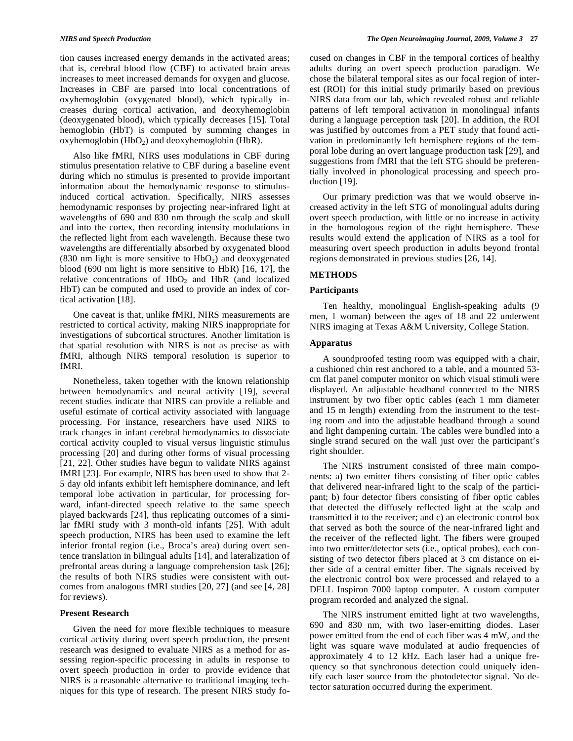tion causes increased energy demands in the activated areas; that is, cerebral blood flow (CBF) to activated brain areas increases to meet increased demands for oxygen and glucose. Increases in CBF are parsed into local concentrations of oxyhemoglobin (oxygenated blood), which typically increases during cortical activation, and deoxyhemoglobin (deoxygenated blood), which typically decreases [15]. Total hemoglobin (HbT) is computed by summing changes in oxyhemoglobin ($HbO_2$) and deoxyhemoglobin (HbR).

Also like fMRI, NIRS uses modulations in CBF during stimulus presentation relative to CBF during a baseline event during which no stimulus is presented to provide important information about the hemodynamic response to stimulus-induced cortical activation. Specifically, NIRS assesses hemodynamic responses by projecting near-infrared light at wavelengths of 690 and 830 nm through the scalp and skull and into the cortex, then recording intensity modulations in the reflected light from each wavelength. Because these two wavelengths are differentially absorbed by oxygenated blood (830 nm light is more sensitive to $HbO_2$) and deoxygenated blood (690 nm light is more sensitive to HbR) [16, 17], the relative concentrations of $HbO_2$ and HbR (and localized HbT) can be computed and used to provide an index of cortical activation [18].

One caveat is that, unlike fMRI, NIRS measurements are restricted to cortical activity, making NIRS inappropriate for investigations of subcortical structures. Another limitation is that spatial resolution with NIRS is not as precise as with fMRI, although NIRS temporal resolution is superior to fMRI.

Nonetheless, taken together with the known relationship between hemodynamics and neural activity [19], several recent studies indicate that NIRS can provide a reliable and useful estimate of cortical activity associated with language processing. For instance, researchers have used NIRS to track changes in infant cerebral hemodynamics to dissociate cortical activity coupled to visual versus linguistic stimulus processing [20] and during other forms of visual processing [21, 22]. Other studies have begun to validate NIRS against fMRI [23]. For example, NIRS has been used to show that 2-5 day old infants exhibit left hemisphere dominance, and left temporal lobe activation in particular, for processing forward, infant-directed speech relative to the same speech played backwards [24], thus replicating outcomes of a similar fMRI study with 3 month-old infants [25]. With adult speech production, NIRS has been used to examine the left inferior frontal region (i.e., Broca's area) during overt sentence translation in bilingual adults [14], and lateralization of prefrontal areas during a language comprehension task [26]; the results of both NIRS studies were consistent with outcomes from analogous fMRI studies [20, 27] (and see [4, 28] for reviews).

### Present Research

Given the need for more flexible techniques to measure cortical activity during overt speech production, the present research was designed to evaluate NIRS as a method for assessing region-specific processing in adults in response to overt speech production in order to provide evidence that NIRS is a reasonable alternative to traditional imaging techniques for this type of research. The present NIRS study focused on changes in CBF in the temporal cortices of healthy adults during an overt speech production paradigm. We chose the bilateral temporal sites as our focal region of interest (ROI) for this initial study primarily based on previous NIRS data from our lab, which revealed robust and reliable patterns of left temporal activation in monolingual infants during a language perception task [20]. In addition, the ROI was justified by outcomes from a PET study that found activation in predominantly left hemisphere regions of the temporal lobe during an overt language production task [29], and suggestions from fMRI that the left STG should be preferentially involved in phonological processing and speech production [19].

Our primary prediction was that we would observe increased activity in the left STG of monolingual adults during overt speech production, with little or no increase in activity in the homologous region of the right hemisphere. These results would extend the application of NIRS as a tool for measuring overt speech production in adults beyond frontal regions demonstrated in previous studies [26, 14].

## METHODS

### Participants

Ten healthy, monolingual English-speaking adults (9 men, 1 woman) between the ages of 18 and 22 underwent NIRS imaging at Texas A&M University, College Station.

### Apparatus

A soundproofed testing room was equipped with a chair, a cushioned chin rest anchored to a table, and a mounted 53-cm flat panel computer monitor on which visual stimuli were displayed. An adjustable headband connected to the NIRS instrument by two fiber optic cables (each 1 mm diameter and 15 m length) extending from the instrument to the testing room and into the adjustable headband through a sound and light dampening curtain. The cables were bundled into a single strand secured on the wall just over the participant's right shoulder.

The NIRS instrument consisted of three main components: a) two emitter fibers consisting of fiber optic cables that delivered near-infrared light to the scalp of the participant; b) four detector fibers consisting of fiber optic cables that detected the diffusely reflected light at the scalp and transmitted it to the receiver; and c) an electronic control box that served as both the source of the near-infrared light and the receiver of the reflected light. The fibers were grouped into two emitter/detector sets (i.e., optical probes), each consisting of two detector fibers placed at 3 cm distance on either side of a central emitter fiber. The signals received by the electronic control box were processed and relayed to a DELL Inspiron 7000 laptop computer. A custom computer program recorded and analyzed the signal.

The NIRS instrument emitted light at two wavelengths, 690 and 830 nm, with two laser-emitting diodes. Laser power emitted from the end of each fiber was 4 mW, and the light was square wave modulated at audio frequencies of approximately 4 to 12 kHz. Each laser had a unique frequency so that synchronous detection could uniquely identify each laser source from the photodetector signal. No detector saturation occurred during the experiment.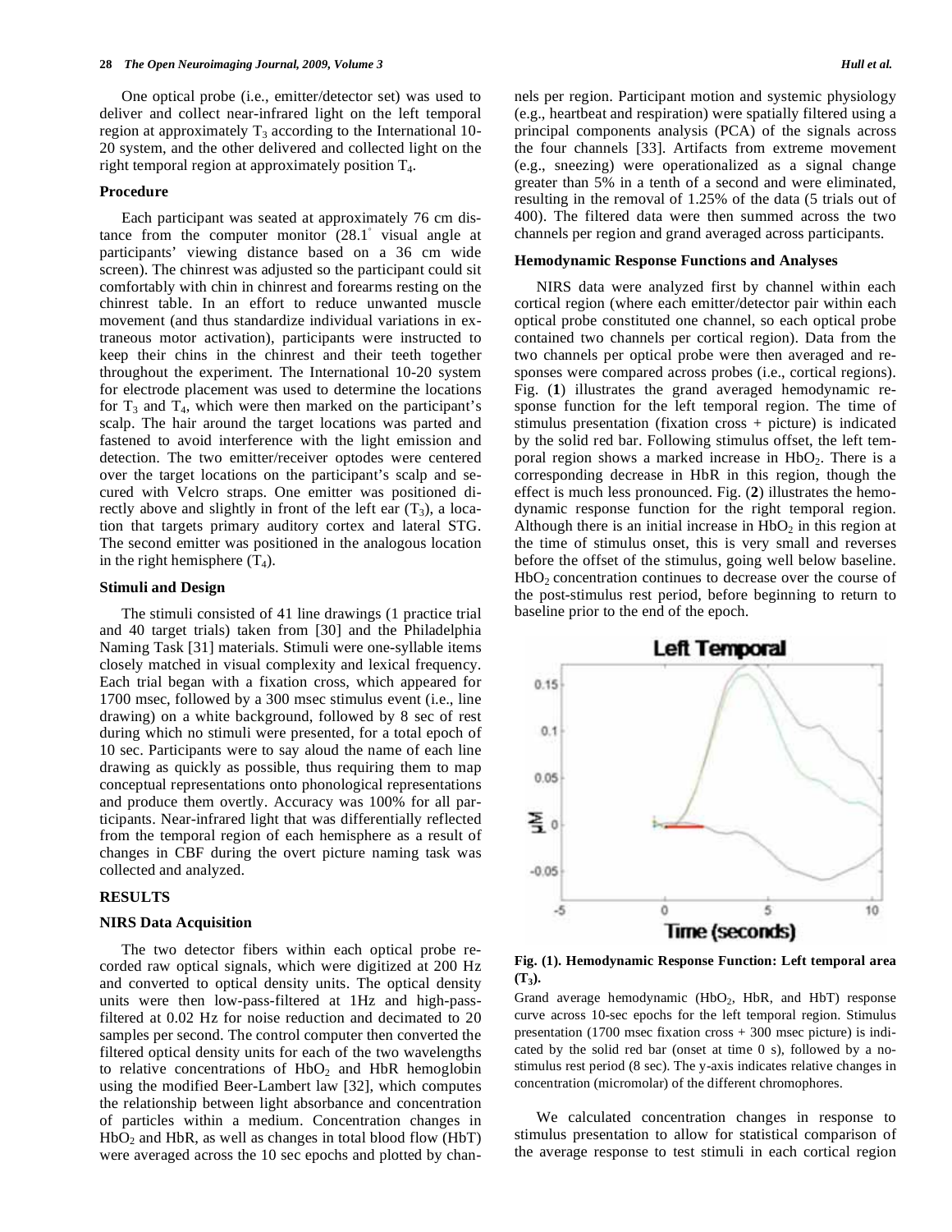One optical probe (i.e., emitter/detector set) was used to deliver and collect near-infrared light on the left temporal region at approximately $T_3$ according to the International 10-20 system, and the other delivered and collected light on the right temporal region at approximately position $T_4$.

### Procedure

Each participant was seated at approximately 76 cm distance from the computer monitor (28.1° visual angle at participants' viewing distance based on a 36 cm wide screen). The chinrest was adjusted so the participant could sit comfortably with chin in chinrest and forearms resting on the chinrest table. In an effort to reduce unwanted muscle movement (and thus standardize individual variations in extraneous motor activation), participants were instructed to keep their chins in the chinrest and their teeth together throughout the experiment. The International 10-20 system for electrode placement was used to determine the locations for $T_3$ and $T_4$, which were then marked on the participant's scalp. The hair around the target locations was parted and fastened to avoid interference with the light emission and detection. The two emitter/receiver optodes were centered over the target locations on the participant's scalp and secured with Velcro straps. One emitter was positioned directly above and slightly in front of the left ear ($T_3$), a location that targets primary auditory cortex and lateral STG. The second emitter was positioned in the analogous location in the right hemisphere ($T_4$).

### Stimuli and Design

The stimuli consisted of 41 line drawings (1 practice trial and 40 target trials) taken from [30] and the Philadelphia Naming Task [31] materials. Stimuli were one-syllable items closely matched in visual complexity and lexical frequency. Each trial began with a fixation cross, which appeared for 1700 msec, followed by a 300 msec stimulus event (i.e., line drawing) on a white background, followed by 8 sec of rest during which no stimuli were presented, for a total epoch of 10 sec. Participants were to say aloud the name of each line drawing as quickly as possible, thus requiring them to map conceptual representations onto phonological representations and produce them overtly. Accuracy was 100% for all participants. Near-infrared light that was differentially reflected from the temporal region of each hemisphere as a result of changes in CBF during the overt picture naming task was collected and analyzed.

## RESULTS

### NIRS Data Acquisition

The two detector fibers within each optical probe recorded raw optical signals, which were digitized at 200 Hz and converted to optical density units. The optical density units were then low-pass-filtered at 1Hz and high-pass-filtered at 0.02 Hz for noise reduction and decimated to 20 samples per second. The control computer then converted the filtered optical density units for each of the two wavelengths to relative concentrations of $HbO_2$ and HbR hemoglobin using the modified Beer-Lambert law [32], which computes the relationship between light absorbance and concentration of particles within a medium. Concentration changes in $HbO_2$ and HbR, as well as changes in total blood flow (HbT) were averaged across the 10 sec epochs and plotted by channels per region. Participant motion and systemic physiology (e.g., heartbeat and respiration) were spatially filtered using a principal components analysis (PCA) of the signals across the four channels [33]. Artifacts from extreme movement (e.g., sneezing) were operationalized as a signal change greater than 5% in a tenth of a second and were eliminated, resulting in the removal of 1.25% of the data (5 trials out of 400). The filtered data were then summed across the two channels per region and grand averaged across participants.

### Hemodynamic Response Functions and Analyses

NIRS data were analyzed first by channel within each cortical region (where each emitter/detector pair within each optical probe constituted one channel, so each optical probe contained two channels per cortical region). Data from the two channels per optical probe were then averaged and responses were compared across probes (i.e., cortical regions). Fig. (**1**) illustrates the grand averaged hemodynamic response function for the left temporal region. The time of stimulus presentation (fixation cross + picture) is indicated by the solid red bar. Following stimulus offset, the left temporal region shows a marked increase in $HbO_2$. There is a corresponding decrease in HbR in this region, though the effect is much less pronounced. Fig. (**2**) illustrates the hemodynamic response function for the right temporal region. Although there is an initial increase in $HbO_2$ in this region at the time of stimulus onset, this is very small and reverses before the offset of the stimulus, going well below baseline. $HbO_2$ concentration continues to decrease over the course of the post-stimulus rest period, before beginning to return to baseline prior to the end of the epoch.

Left Temporal

0.15
0.1
0.05
μM 0
-0.05

-5 0 5 10

Time (seconds)

**Fig. (1). Hemodynamic Response Function: Left temporal area ($T_3$).**

Grand average hemodynamic ($HbO_2$, HbR, and HbT) response curve across 10-sec epochs for the left temporal region. Stimulus presentation (1700 msec fixation cross + 300 msec picture) is indicated by the solid red bar (onset at time 0 s), followed by a no-stimulus rest period (8 sec). The y-axis indicates relative changes in concentration (micromolar) of the different chromophores.

We calculated concentration changes in response to stimulus presentation to allow for statistical comparison of the average response to test stimuli in each cortical region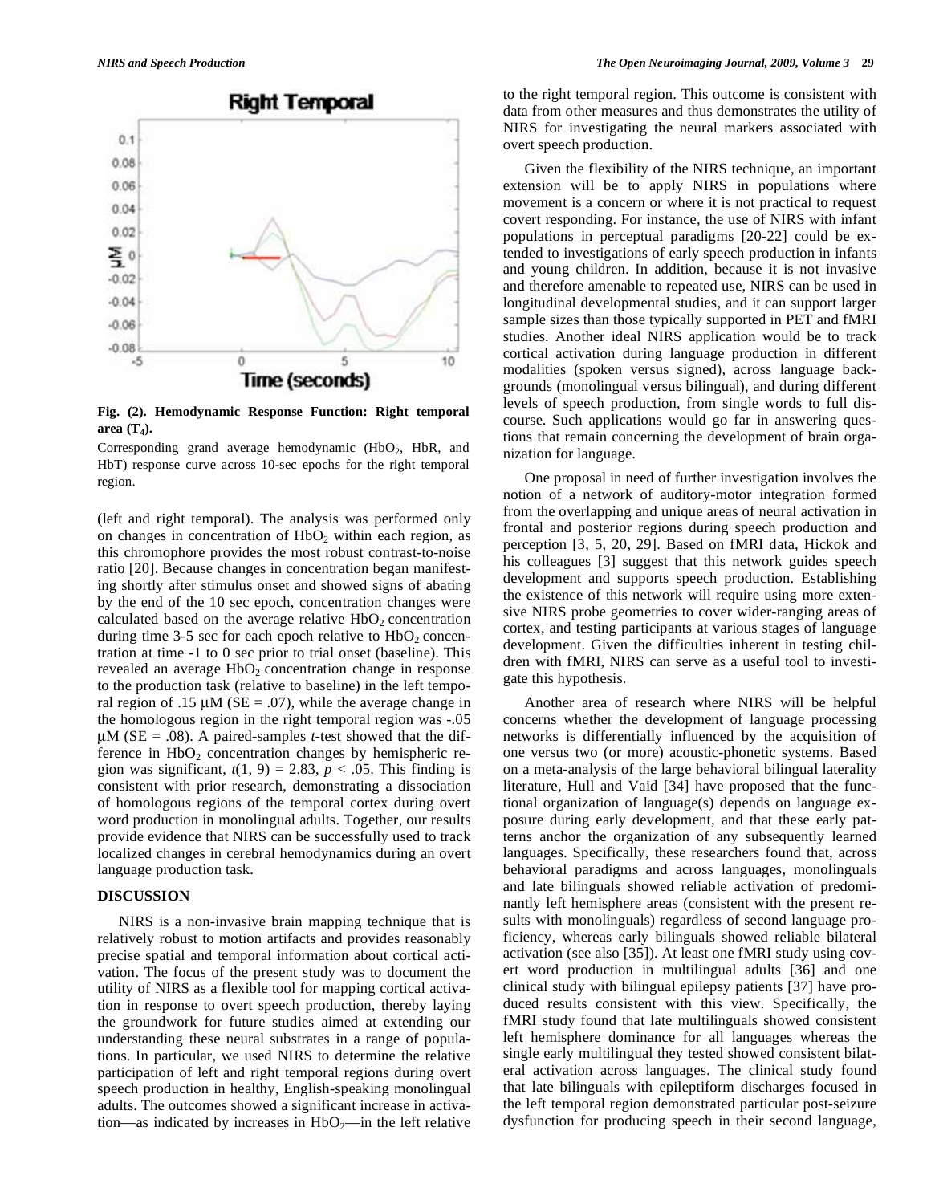Right Temporal

0.1
0.08
0.06
0.04
0.02
μM 0
-0.02
-0.04
-0.06
-0.08
-5 0 5 10
Time (seconds)

**Fig. (2). Hemodynamic Response Function: Right temporal area ($T_4$).**

Corresponding grand average hemodynamic ($HbO_2$, HbR, and HbT) response curve across 10-sec epochs for the right temporal region.

(left and right temporal). The analysis was performed only on changes in concentration of $HbO_2$ within each region, as this chromophore provides the most robust contrast-to-noise ratio [20]. Because changes in concentration began manifesting shortly after stimulus onset and showed signs of abating by the end of the 10 sec epoch, concentration changes were calculated based on the average relative $HbO_2$ concentration during time 3-5 sec for each epoch relative to $HbO_2$ concentration at time -1 to 0 sec prior to trial onset (baseline). This revealed an average $HbO_2$ concentration change in response to the production task (relative to baseline) in the left temporal region of .15 μM (SE = .07), while the average change in the homologous region in the right temporal region was -.05 μM (SE = .08). A paired-samples *t*-test showed that the difference in $HbO_2$ concentration changes by hemispheric region was significant, $t(1, 9) = 2.83$, $p < .05$. This finding is consistent with prior research, demonstrating a dissociation of homologous regions of the temporal cortex during overt word production in monolingual adults. Together, our results provide evidence that NIRS can be successfully used to track localized changes in cerebral hemodynamics during an overt language production task.

## DISCUSSION

NIRS is a non-invasive brain mapping technique that is relatively robust to motion artifacts and provides reasonably precise spatial and temporal information about cortical activation. The focus of the present study was to document the utility of NIRS as a flexible tool for mapping cortical activation in response to overt speech production, thereby laying the groundwork for future studies aimed at extending our understanding these neural substrates in a range of populations. In particular, we used NIRS to determine the relative participation of left and right temporal regions during overt speech production in healthy, English-speaking monolingual adults. The outcomes showed a significant increase in activation—as indicated by increases in $HbO_2$—in the left relative to the right temporal region. This outcome is consistent with data from other measures and thus demonstrates the utility of NIRS for investigating the neural markers associated with overt speech production.

Given the flexibility of the NIRS technique, an important extension will be to apply NIRS in populations where movement is a concern or where it is not practical to request covert responding. For instance, the use of NIRS with infant populations in perceptual paradigms [20-22] could be extended to investigations of early speech production in infants and young children. In addition, because it is not invasive and therefore amenable to repeated use, NIRS can be used in longitudinal developmental studies, and it can support larger sample sizes than those typically supported in PET and fMRI studies. Another ideal NIRS application would be to track cortical activation during language production in different modalities (spoken versus signed), across language backgrounds (monolingual versus bilingual), and during different levels of speech production, from single words to full discourse. Such applications would go far in answering questions that remain concerning the development of brain organization for language.

One proposal in need of further investigation involves the notion of a network of auditory-motor integration formed from the overlapping and unique areas of neural activation in frontal and posterior regions during speech production and perception [3, 5, 20, 29]. Based on fMRI data, Hickok and his colleagues [3] suggest that this network guides speech development and supports speech production. Establishing the existence of this network will require using more extensive NIRS probe geometries to cover wider-ranging areas of cortex, and testing participants at various stages of language development. Given the difficulties inherent in testing children with fMRI, NIRS can serve as a useful tool to investigate this hypothesis.

Another area of research where NIRS will be helpful concerns whether the development of language processing networks is differentially influenced by the acquisition of one versus two (or more) acoustic-phonetic systems. Based on a meta-analysis of the large behavioral bilingual laterality literature, Hull and Vaid [34] have proposed that the functional organization of language(s) depends on language exposure during early development, and that these early patterns anchor the organization of any subsequently learned languages. Specifically, these researchers found that, across behavioral paradigms and across languages, monolinguals and late bilinguals showed reliable activation of predominantly left hemisphere areas (consistent with the present results with monolinguals) regardless of second language proficiency, whereas early bilinguals showed reliable bilateral activation (see also [35]). At least one fMRI study using covert word production in multilingual adults [36] and one clinical study with bilingual epilepsy patients [37] have produced results consistent with this view. Specifically, the fMRI study found that late multilinguals showed consistent left hemisphere dominance for all languages whereas the single early multilingual they tested showed consistent bilateral activation across languages. The clinical study found that late bilinguals with epileptiform discharges focused in the left temporal region demonstrated particular post-seizure dysfunction for producing speech in their second language,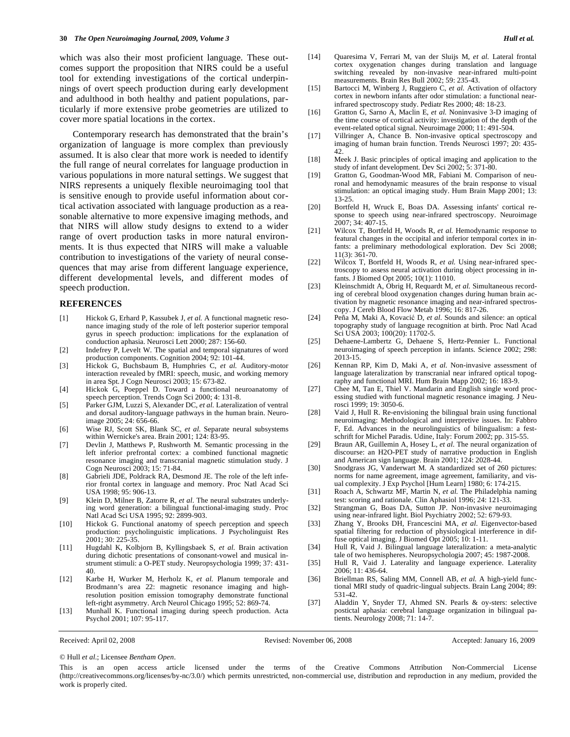which was also their most proficient language. These outcomes support the proposition that NIRS could be a useful tool for extending investigations of the cortical underpinnings of overt speech production during early development and adulthood in both healthy and patient populations, particularly if more extensive probe geometries are utilized to cover more spatial locations in the cortex.

Contemporary research has demonstrated that the brain's organization of language is more complex than previously assumed. It is also clear that more work is needed to identify the full range of neural correlates for language production in various populations in more natural settings. We suggest that NIRS represents a uniquely flexible neuroimaging tool that is sensitive enough to provide useful information about cortical activation associated with language production as a reasonable alternative to more expensive imaging methods, and that NIRS will allow study designs to extend to a wider range of overt production tasks in more natural environments. It is thus expected that NIRS will make a valuable contribution to investigations of the variety of neural consequences that may arise from different language experience, different developmental levels, and different modes of speech production.

## REFERENCES

[1] Hickok G, Erhard P, Kassubek J, *et al.* A functional magnetic resonance imaging study of the role of left posterior superior temporal gyrus in speech production: implications for the explanation of conduction aphasia. Neurosci Lett 2000; 287: 156-60.

[2] Indefrey P, Levelt W. The spatial and temporal signatures of word production components. Cognition 2004; 92: 101-44.

[3] Hickok G, Buchsbaum B, Humphries C, *et al.* Auditory-motor interaction revealed by fMRI: speech, music, and working memory in area Spt. J Cogn Neurosci 2003; 15: 673-82.

[4] Hickok G, Poeppel D. Toward a functional neuroanatomy of speech perception. Trends Cogn Sci 2000; 4: 131-8.

[5] Parker GJM, Luzzi S, Alexander DC, *et al.* Lateralization of ventral and dorsal auditory-language pathways in the human brain. Neuroimage 2005; 24: 656-66.

[6] Wise RJ, Scott SK, Blank SC, *et al.* Separate neural subsystems within Wernicke's area. Brain 2001; 124: 83-95.

[7] Devlin J, Matthews P, Rushworth M. Semantic processing in the left inferior prefrontal cortex: a combined functional magnetic resonance imaging and transcranial magnetic stimulation study. J Cogn Neurosci 2003; 15: 71-84.

[8] Gabrieli JDE, Poldrack RA, Desmond JE. The role of the left inferior frontal cortex in language and memory. Proc Natl Acad Sci USA 1998; 95: 906-13.

[9] Klein D, Milner B, Zatorre R, *et al.* The neural substrates underlying word generation: a bilingual functional-imaging study. Proc Natl Acad Sci USA 1995; 92: 2899-903.

[10] Hickok G. Functional anatomy of speech perception and speech production: psycholinguistic implications. J Psycholinguist Res 2001; 30: 225-35.

[11] Hugdahl K, Kolbjorn B, Kyllingsbaek S, *et al.* Brain activation during dichotic presentations of consonant-vowel and musical instrument stimuli: a O-PET study. Neuropsychologia 1999; 37: 431-40.

[12] Karbe H, Wurker M, Herholz K, *et al.* Planum temporale and Brodmann's area 22: magnetic resonance imaging and high-resolution position emission tomography demonstrate functional left-right asymmetry. Arch Neurol Chicago 1995; 52: 869-74.

[13] Munhall K. Functional imaging during speech production. Acta Psychol 2001; 107: 95-117.

[14] Quaresima V, Ferrari M, van der Sluijs M, *et al.* Lateral frontal cortex oxygenation changes during translation and language switching revealed by non-invasive near-infrared multi-point measurements. Brain Res Bull 2002; 59: 235-43.

[15] Bartocci M, Winberg J, Ruggiero C, *et al.* Activation of olfactory cortex in newborn infants after odor stimulation: a functional near-infrared spectroscopy study. Pediatr Res 2000; 48: 18-23.

[16] Gratton G, Sarno A, Maclin E, *et al.* Noninvasive 3-D imaging of the time course of cortical activity: investigation of the depth of the event-related optical signal. Neuroimage 2000; 11: 491-504.

[17] Villringer A, Chance B. Non-invasive optical spectroscopy and imaging of human brain function. Trends Neurosci 1997; 20: 435-42.

[18] Meek J. Basic principles of optical imaging and application to the study of infant development. Dev Sci 2002; 5: 371-80.

[19] Gratton G, Goodman-Wood MR, Fabiani M. Comparison of neuronal and hemodynamic measures of the brain response to visual stimulation: an optical imaging study. Hum Brain Mapp 2001; 13: 13-25.

[20] Bortfeld H, Wruck E, Boas DA. Assessing infants' cortical response to speech using near-infrared spectroscopy. Neuroimage 2007; 34: 407-15.

[21] Wilcox T, Bortfeld H, Woods R, *et al.* Hemodynamic response to featural changes in the occipital and inferior temporal cortex in infants: a preliminary methodological exploration. Dev Sci 2008; 11(3): 361-70.

[22] Wilcox T, Bortfeld H, Woods R, *et al.* Using near-infrared spectroscopy to assess neural activation during object processing in infants. J Biomed Opt 2005; 10(1): 11010.

[23] Kleinschmidt A, Obrig H, Requardt M, *et al.* Simultaneous recording of cerebral blood oxygenation changes during human brain activation by magnetic resonance imaging and near-infrared spectroscopy. J Cereb Blood Flow Metab 1996; 16: 817-26.

[24] Peña M, Maki A, Kovacić D, *et al.* Sounds and silence: an optical topography study of language recognition at birth. Proc Natl Acad Sci USA 2003; 100(20): 11702-5.

[25] Dehaene-Lambertz G, Dehaene S, Hertz-Pennier L. Functional neuroimaging of speech perception in infants. Science 2002; 298: 2013-15.

[26] Kennan RP, Kim D, Maki A, *et al.* Non-invasive assessment of language lateralization by transcranial near infrared optical topography and functional MRI. Hum Brain Mapp 2002; 16: 183-9.

[27] Chee M, Tan E, Thiel V. Mandarin and English single word processing studied with functional magnetic resonance imaging. J Neurosci 1999; 19: 3050-6.

[28] Vaid J, Hull R. Re-envisioning the bilingual brain using functional neuroimaging: Methodological and interpretive issues. In: Fabbro F, Ed. Advances in the neurolinguistics of bilingualism: a festschrift for Michel Paradis. Udine, Italy: Forum 2002; pp. 315-55.

[29] Braun AR, Guillemin A, Hosey L, *et al.* The neural organization of discourse: an H2O-PET study of narrative production in English and American sign language. Brain 2001; 124: 2028-44.

[30] Snodgrass JG, Vanderwart M. A standardized set of 260 pictures: norms for name agreement, image agreement, familiarity, and visual complexity. J Exp Psychol [Hum Learn] 1980; 6: 174-215.

[31] Roach A, Schwartz MF, Martin N, *et al.* The Philadelphia naming test: scoring and rationale. Clin Aphasiol 1996; 24: 121-33.

[32] Strangman G, Boas DA, Sutton JP. Non-invasive neuroimaging using near-infrared light. Biol Psychiatry 2002; 52: 679-93.

[33] Zhang Y, Brooks DH, Francescini MA, *et al.* Eigenvector-based spatial filtering for reduction of physiological interference in diffuse optical imaging. J Biomed Opt 2005; 10: 1-11.

[34] Hull R, Vaid J. Bilingual language lateralization: a meta-analytic tale of two hemispheres. Neuropsychologia 2007; 45: 1987-2008.

[35] Hull R, Vaid J. Laterality and language experience. Laterality 2006; 11: 436-64.

[36] Briellman RS, Saling MM, Connell AB, *et al.* A high-yield functional MRI study of quadric-lingual subjects. Brain Lang 2004; 89: 531-42.

[37] Aladdin Y, Snyder TJ, Ahmed SN. Pearls & oy-sters: selective postictal aphasia: cerebral language organization in bilingual patients. Neurology 2008; 71: 14-7.

Received: April 02, 2008 Revised: November 06, 2008 Accepted: January 16, 2009

© Hull *et al.*; Licensee *Bentham Open*.

This is an open access article licensed under the terms of the Creative Commons Attribution Non-Commercial License (http://creativecommons.org/licenses/by-nc/3.0/) which permits unrestricted, non-commercial use, distribution and reproduction in any medium, provided the work is properly cited.